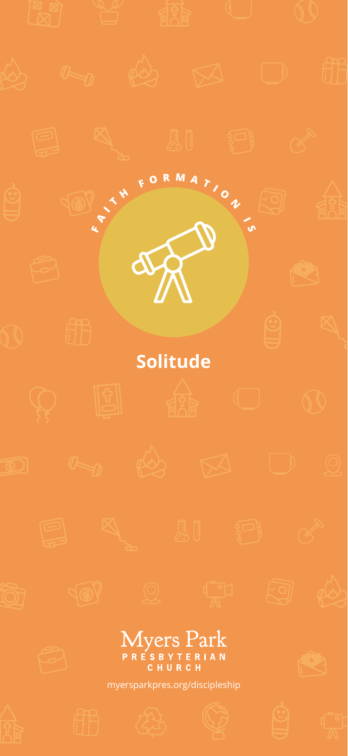FAITH FORMATION IS

# Solitude

Myers Park
PRESBYTERIAN
CHURCH

myersparkpres.org/discipleship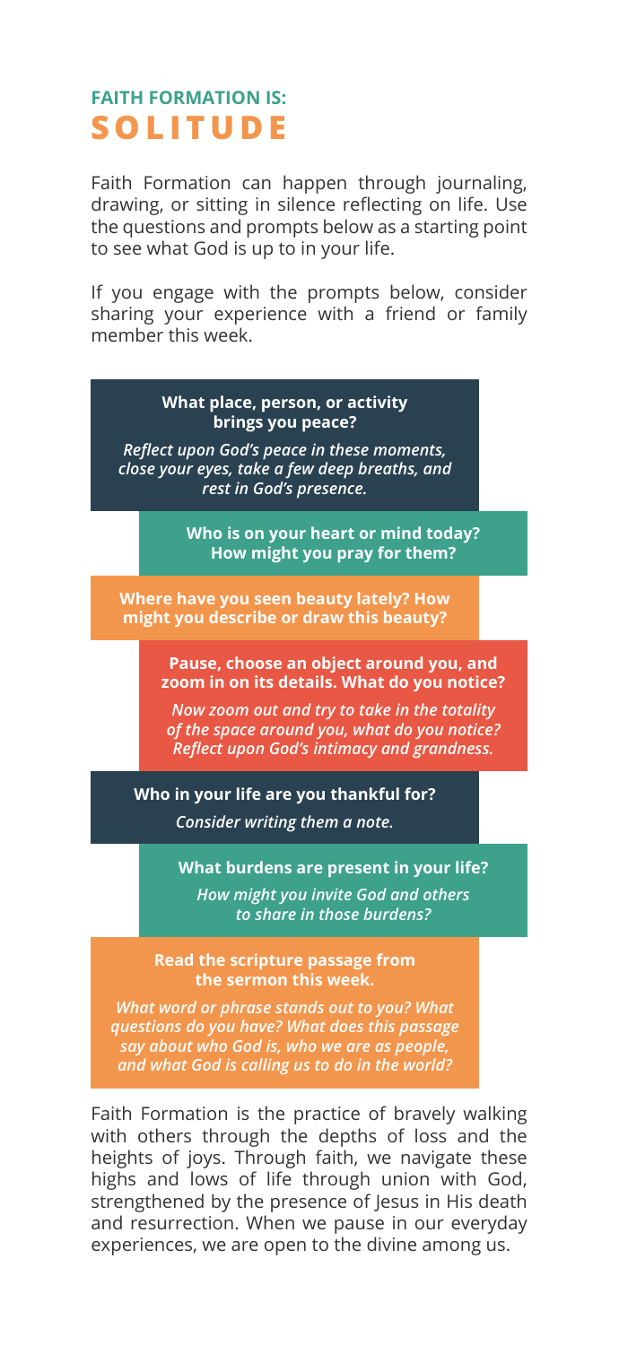## FAITH FORMATION IS:

# SOLITUDE

Faith Formation can happen through journaling, drawing, or sitting in silence reflecting on life. Use the questions and prompts below as a starting point to see what God is up to in your life.

If you engage with the prompts below, consider sharing your experience with a friend or family member this week.

**What place, person, or activity brings you peace?**

***Reflect upon God's peace in these moments, close your eyes, take a few deep breaths, and rest in God's presence.***

**Who is on your heart or mind today? How might you pray for them?**

**Where have you seen beauty lately? How might you describe or draw this beauty?**

**Pause, choose an object around you, and zoom in on its details. What do you notice?**

***Now zoom out and try to take in the totality of the space around you, what do you notice? Reflect upon God's intimacy and grandness.***

**Who in your life are you thankful for?**

***Consider writing them a note.***

**What burdens are present in your life?**

***How might you invite God and others to share in those burdens?***

**Read the scripture passage from the sermon this week.**

***What word or phrase stands out to you? What questions do you have? What does this passage say about who God is, who we are as people, and what God is calling us to do in the world?***

Faith Formation is the practice of bravely walking with others through the depths of loss and the heights of joys. Through faith, we navigate these highs and lows of life through union with God, strengthened by the presence of Jesus in His death and resurrection. When we pause in our everyday experiences, we are open to the divine among us.